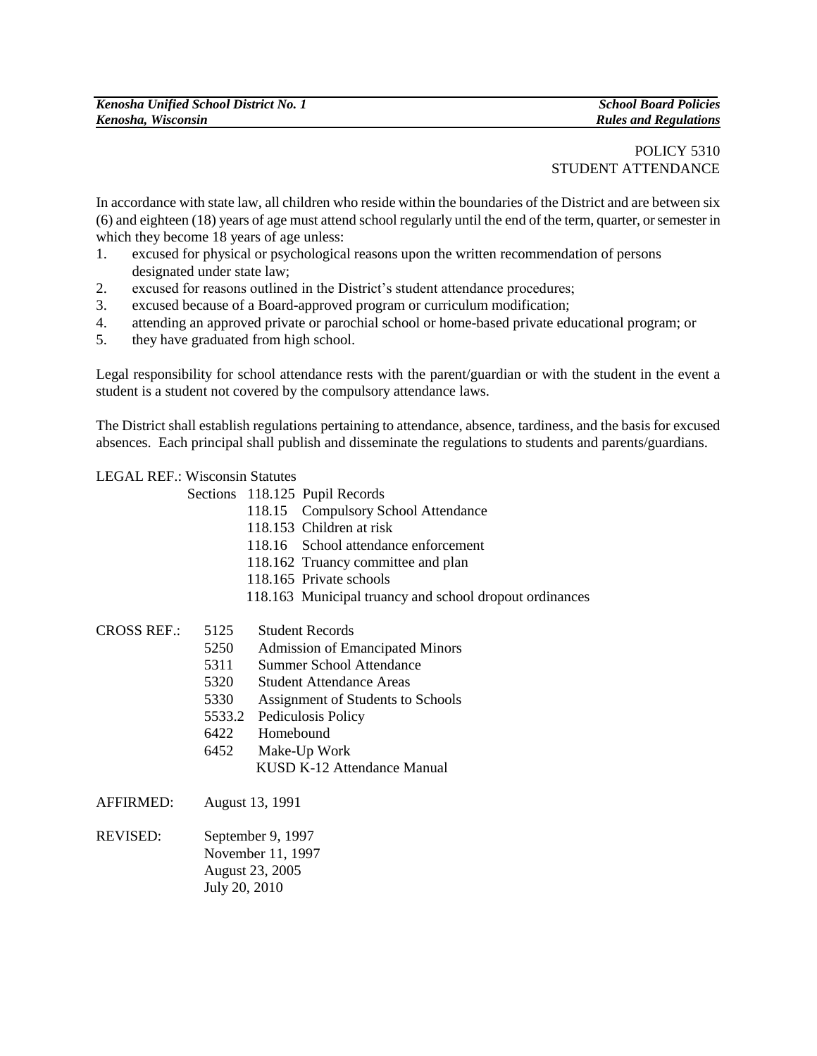POLICY 5310
STUDENT ATTENDANCE

In accordance with state law, all children who reside within the boundaries of the District and are between six (6) and eighteen (18) years of age must attend school regularly until the end of the term, quarter, or semester in which they become 18 years of age unless:

1. excused for physical or psychological reasons upon the written recommendation of persons designated under state law;
2. excused for reasons outlined in the District's student attendance procedures;
3. excused because of a Board-approved program or curriculum modification;
4. attending an approved private or parochial school or home-based private educational program; or
5. they have graduated from high school.

Legal responsibility for school attendance rests with the parent/guardian or with the student in the event a student is a student not covered by the compulsory attendance laws.

The District shall establish regulations pertaining to attendance, absence, tardiness, and the basis for excused absences. Each principal shall publish and disseminate the regulations to students and parents/guardians.

LEGAL REF.: Wisconsin Statutes
Sections 118.125 Pupil Records
118.15 Compulsory School Attendance
118.153 Children at risk
118.16 School attendance enforcement
118.162 Truancy committee and plan
118.165 Private schools
118.163 Municipal truancy and school dropout ordinances

CROSS REF.:
5125 Student Records
5250 Admission of Emancipated Minors
5311 Summer School Attendance
5320 Student Attendance Areas
5330 Assignment of Students to Schools
5533.2 Pediculosis Policy
6422 Homebound
6452 Make-Up Work
KUSD K-12 Attendance Manual

AFFIRMED: August 13, 1991

REVISED: September 9, 1997
November 11, 1997
August 23, 2005
July 20, 2010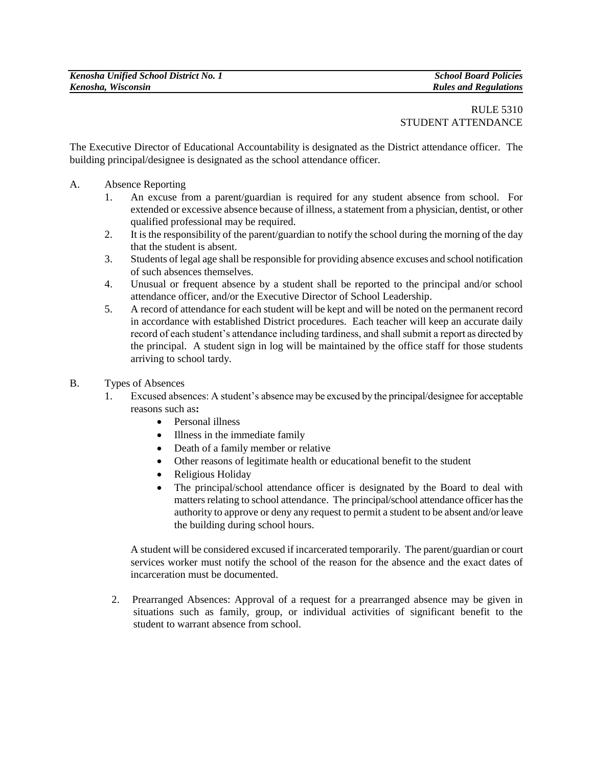RULE 5310
STUDENT ATTENDANCE

The Executive Director of Educational Accountability is designated as the District attendance officer. The building principal/designee is designated as the school attendance officer.

A. Absence Reporting
   1. An excuse from a parent/guardian is required for any student absence from school. For extended or excessive absence because of illness, a statement from a physician, dentist, or other qualified professional may be required.
   2. It is the responsibility of the parent/guardian to notify the school during the morning of the day that the student is absent.
   3. Students of legal age shall be responsible for providing absence excuses and school notification of such absences themselves.
   4. Unusual or frequent absence by a student shall be reported to the principal and/or school attendance officer, and/or the Executive Director of School Leadership.
   5. A record of attendance for each student will be kept and will be noted on the permanent record in accordance with established District procedures. Each teacher will keep an accurate daily record of each student's attendance including tardiness, and shall submit a report as directed by the principal. A student sign in log will be maintained by the office staff for those students arriving to school tardy.

B. Types of Absences
   1. Excused absences: A student's absence may be excused by the principal/designee for acceptable reasons such as**:**
      - Personal illness
      - Illness in the immediate family
      - Death of a family member or relative
      - Other reasons of legitimate health or educational benefit to the student
      - Religious Holiday
      - The principal/school attendance officer is designated by the Board to deal with matters relating to school attendance. The principal/school attendance officer has the authority to approve or deny any request to permit a student to be absent and/or leave the building during school hours.

      A student will be considered excused if incarcerated temporarily. The parent/guardian or court services worker must notify the school of the reason for the absence and the exact dates of incarceration must be documented.

   2. Prearranged Absences: Approval of a request for a prearranged absence may be given in situations such as family, group, or individual activities of significant benefit to the student to warrant absence from school.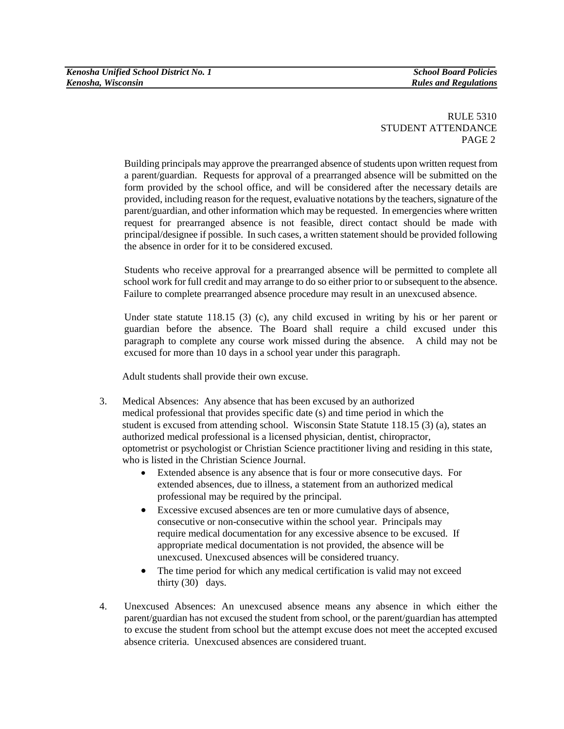RULE 5310
STUDENT ATTENDANCE
PAGE 2

Building principals may approve the prearranged absence of students upon written request from a parent/guardian. Requests for approval of a prearranged absence will be submitted on the form provided by the school office, and will be considered after the necessary details are provided, including reason for the request, evaluative notations by the teachers, signature of the parent/guardian, and other information which may be requested. In emergencies where written request for prearranged absence is not feasible, direct contact should be made with principal/designee if possible. In such cases, a written statement should be provided following the absence in order for it to be considered excused.

Students who receive approval for a prearranged absence will be permitted to complete all school work for full credit and may arrange to do so either prior to or subsequent to the absence. Failure to complete prearranged absence procedure may result in an unexcused absence.

Under state statute 118.15 (3) (c), any child excused in writing by his or her parent or guardian before the absence. The Board shall require a child excused under this paragraph to complete any course work missed during the absence. A child may not be excused for more than 10 days in a school year under this paragraph.

Adult students shall provide their own excuse.

3. Medical Absences: Any absence that has been excused by an authorized medical professional that provides specific date (s) and time period in which the student is excused from attending school. Wisconsin State Statute 118.15 (3) (a), states an authorized medical professional is a licensed physician, dentist, chiropractor, optometrist or psychologist or Christian Science practitioner living and residing in this state, who is listed in the Christian Science Journal.
   - Extended absence is any absence that is four or more consecutive days. For extended absences, due to illness, a statement from an authorized medical professional may be required by the principal.
   - Excessive excused absences are ten or more cumulative days of absence, consecutive or non-consecutive within the school year. Principals may require medical documentation for any excessive absence to be excused. If appropriate medical documentation is not provided, the absence will be unexcused. Unexcused absences will be considered truancy.
   - The time period for which any medical certification is valid may not exceed thirty (30) days.

4. Unexcused Absences: An unexcused absence means any absence in which either the parent/guardian has not excused the student from school, or the parent/guardian has attempted to excuse the student from school but the attempt excuse does not meet the accepted excused absence criteria. Unexcused absences are considered truant.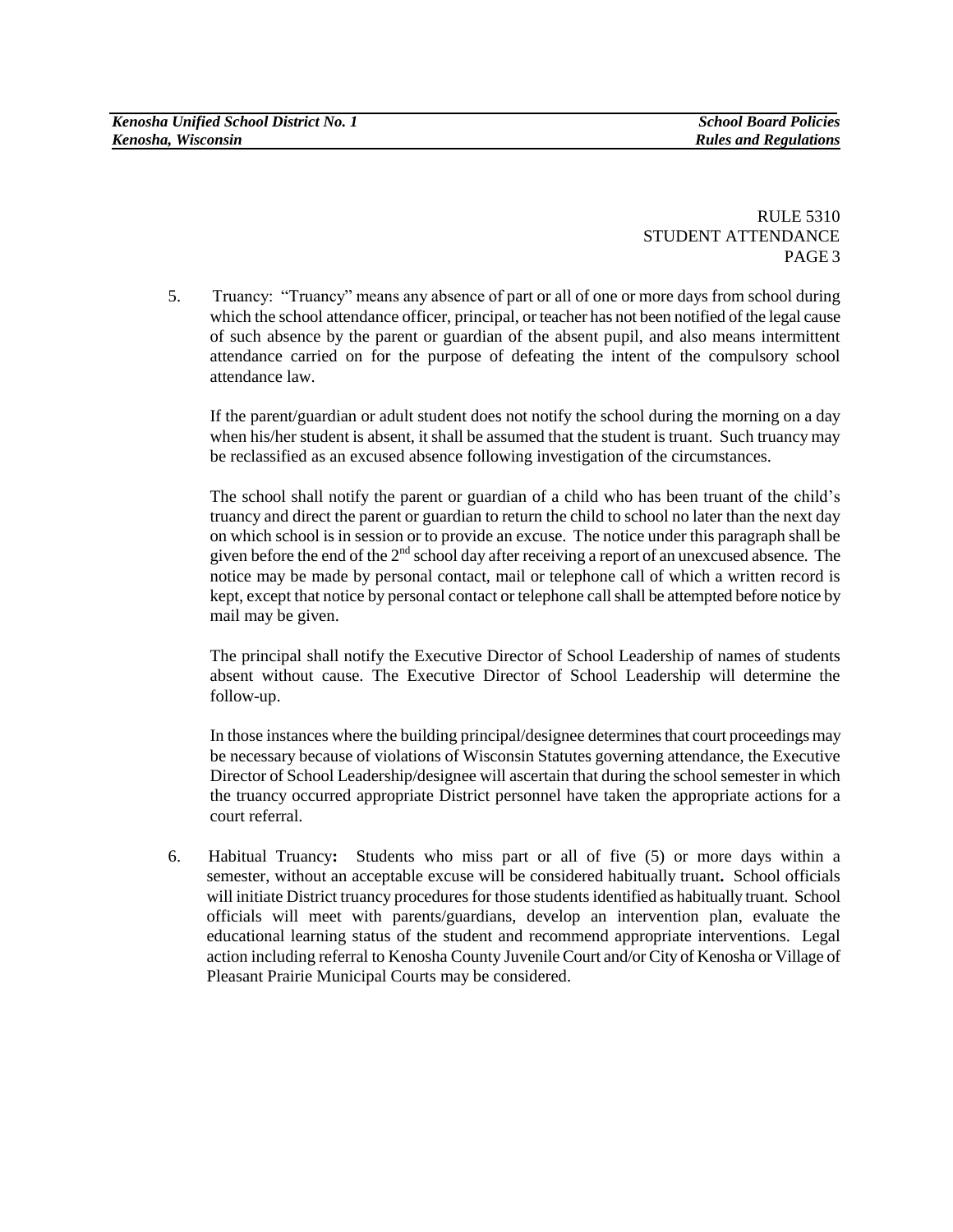RULE 5310
STUDENT ATTENDANCE
PAGE 3

5. Truancy: "Truancy" means any absence of part or all of one or more days from school during which the school attendance officer, principal, or teacher has not been notified of the legal cause of such absence by the parent or guardian of the absent pupil, and also means intermittent attendance carried on for the purpose of defeating the intent of the compulsory school attendance law.

   If the parent/guardian or adult student does not notify the school during the morning on a day when his/her student is absent, it shall be assumed that the student is truant. Such truancy may be reclassified as an excused absence following investigation of the circumstances.

   The school shall notify the parent or guardian of a child who has been truant of the child's truancy and direct the parent or guardian to return the child to school no later than the next day on which school is in session or to provide an excuse. The notice under this paragraph shall be given before the end of the 2nd school day after receiving a report of an unexcused absence. The notice may be made by personal contact, mail or telephone call of which a written record is kept, except that notice by personal contact or telephone call shall be attempted before notice by mail may be given.

   The principal shall notify the Executive Director of School Leadership of names of students absent without cause. The Executive Director of School Leadership will determine the follow-up.

   In those instances where the building principal/designee determines that court proceedings may be necessary because of violations of Wisconsin Statutes governing attendance, the Executive Director of School Leadership/designee will ascertain that during the school semester in which the truancy occurred appropriate District personnel have taken the appropriate actions for a court referral.

6. Habitual Truancy**:** Students who miss part or all of five (5) or more days within a semester, without an acceptable excuse will be considered habitually truant**.** School officials will initiate District truancy procedures for those students identified as habitually truant. School officials will meet with parents/guardians, develop an intervention plan, evaluate the educational learning status of the student and recommend appropriate interventions. Legal action including referral to Kenosha County Juvenile Court and/or City of Kenosha or Village of Pleasant Prairie Municipal Courts may be considered.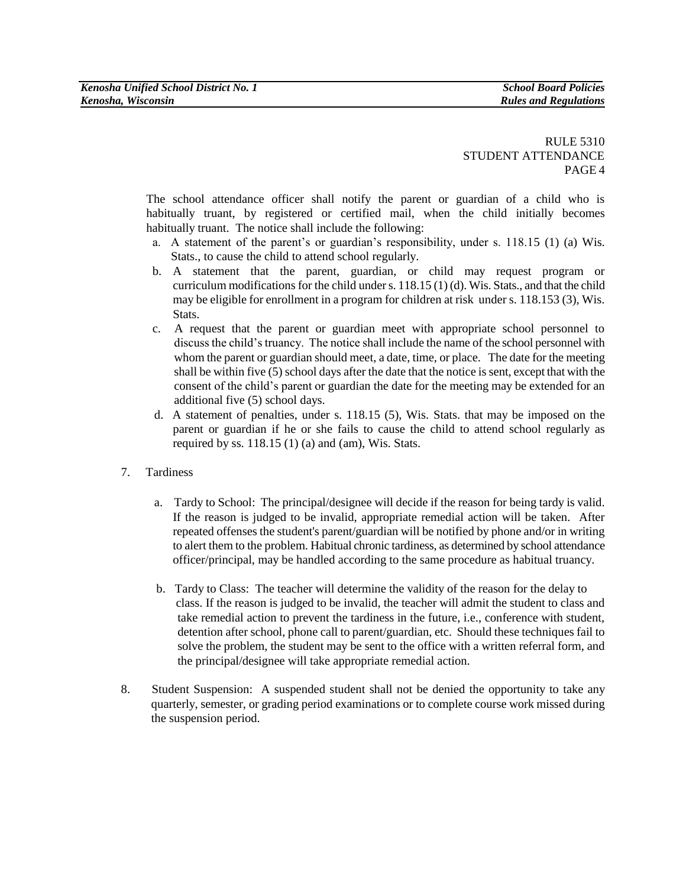RULE 5310
STUDENT ATTENDANCE

The school attendance officer shall notify the parent or guardian of a child who is habitually truant, by registered or certified mail, when the child initially becomes habitually truant. The notice shall include the following:

a. A statement of the parent's or guardian's responsibility, under s. 118.15 (1) (a) Wis. Stats., to cause the child to attend school regularly.
b. A statement that the parent, guardian, or child may request program or curriculum modifications for the child under s. 118.15 (1) (d). Wis. Stats., and that the child may be eligible for enrollment in a program for children at risk under s. 118.153 (3), Wis. Stats.
c. A request that the parent or guardian meet with appropriate school personnel to discuss the child's truancy. The notice shall include the name of the school personnel with whom the parent or guardian should meet, a date, time, or place. The date for the meeting shall be within five (5) school days after the date that the notice is sent, except that with the consent of the child's parent or guardian the date for the meeting may be extended for an additional five (5) school days.
d. A statement of penalties, under s. 118.15 (5), Wis. Stats. that may be imposed on the parent or guardian if he or she fails to cause the child to attend school regularly as required by ss. 118.15 (1) (a) and (am), Wis. Stats.

7. Tardiness

   a. Tardy to School: The principal/designee will decide if the reason for being tardy is valid. If the reason is judged to be invalid, appropriate remedial action will be taken. After repeated offenses the student's parent/guardian will be notified by phone and/or in writing to alert them to the problem. Habitual chronic tardiness, as determined by school attendance officer/principal, may be handled according to the same procedure as habitual truancy.

   b. Tardy to Class: The teacher will determine the validity of the reason for the delay to class. If the reason is judged to be invalid, the teacher will admit the student to class and take remedial action to prevent the tardiness in the future, i.e., conference with student, detention after school, phone call to parent/guardian, etc. Should these techniques fail to solve the problem, the student may be sent to the office with a written referral form, and the principal/designee will take appropriate remedial action.

8. Student Suspension: A suspended student shall not be denied the opportunity to take any quarterly, semester, or grading period examinations or to complete course work missed during the suspension period.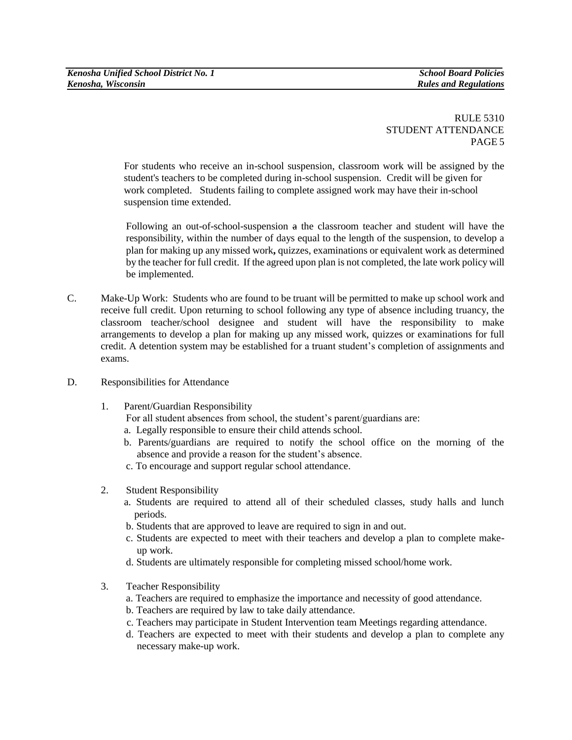RULE 5310
STUDENT ATTENDANCE
PAGE 5

For students who receive an in-school suspension, classroom work will be assigned by the student's teachers to be completed during in-school suspension. Credit will be given for work completed. Students failing to complete assigned work may have their in-school suspension time extended.

Following an out-of-school-suspension ~~a~~ the classroom teacher and student will have the responsibility, within the number of days equal to the length of the suspension, to develop a plan for making up any missed work**,** quizzes, examinations or equivalent work as determined by the teacher for full credit. If the agreed upon plan is not completed, the late work policy will be implemented.

C. Make-Up Work: Students who are found to be truant will be permitted to make up school work and receive full credit. Upon returning to school following any type of absence including truancy, the classroom teacher/school designee and student will have the responsibility to make arrangements to develop a plan for making up any missed work, quizzes or examinations for full credit. A detention system may be established for a truant student's completion of assignments and exams.

D. Responsibilities for Attendance

1. Parent/Guardian Responsibility

   For all student absences from school, the student's parent/guardians are:

   a. Legally responsible to ensure their child attends school.

   b. Parents/guardians are required to notify the school office on the morning of the absence and provide a reason for the student's absence.

   c. To encourage and support regular school attendance.

2. Student Responsibility

   a. Students are required to attend all of their scheduled classes, study halls and lunch periods.

   b. Students that are approved to leave are required to sign in and out.

   c. Students are expected to meet with their teachers and develop a plan to complete make-up work.

   d. Students are ultimately responsible for completing missed school/home work.

3. Teacher Responsibility

   a. Teachers are required to emphasize the importance and necessity of good attendance.

   b. Teachers are required by law to take daily attendance.

   c. Teachers may participate in Student Intervention team Meetings regarding attendance.

   d. Teachers are expected to meet with their students and develop a plan to complete any necessary make-up work.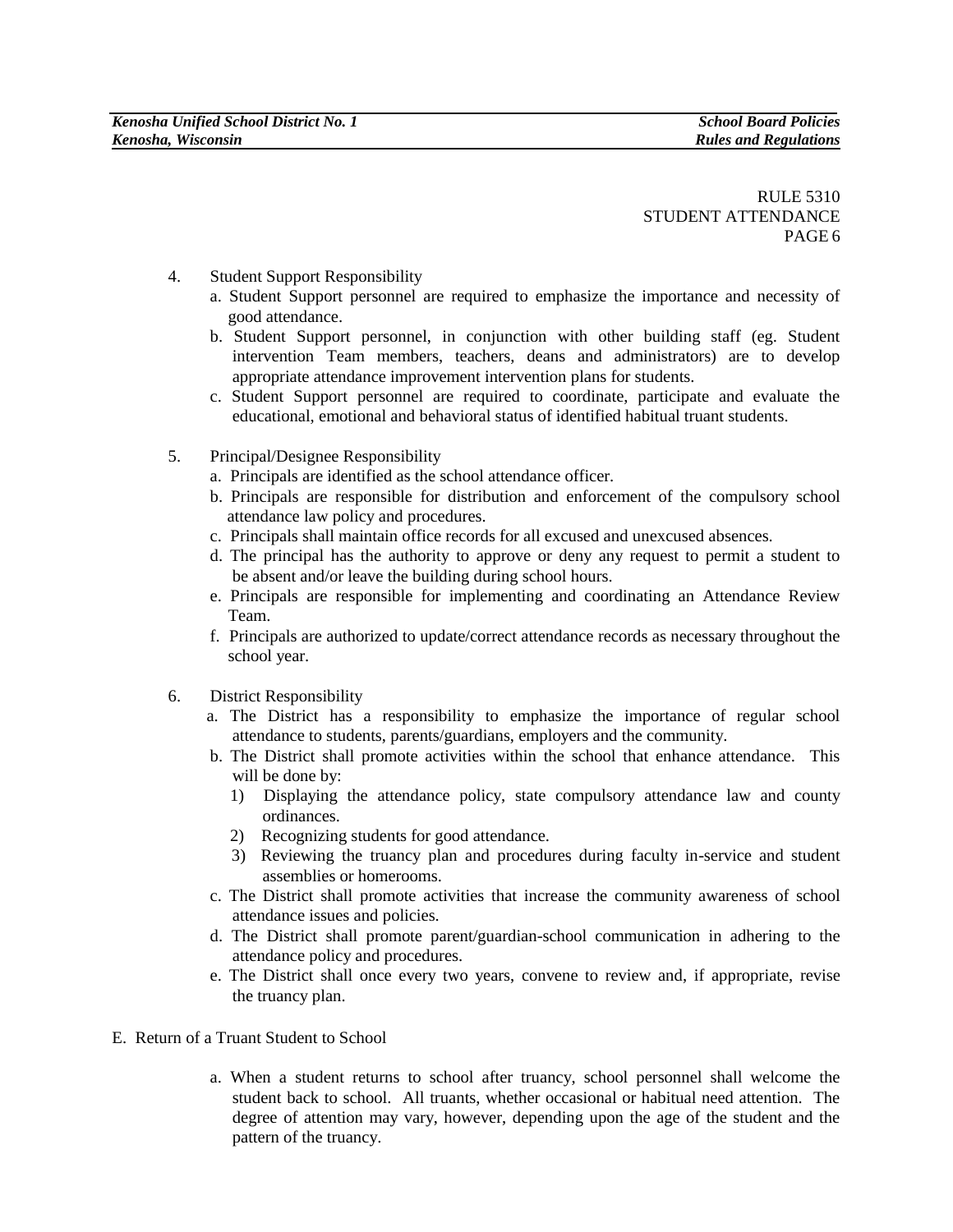RULE 5310
STUDENT ATTENDANCE
PAGE 6

4. Student Support Responsibility
   a. Student Support personnel are required to emphasize the importance and necessity of good attendance.
   b. Student Support personnel, in conjunction with other building staff (eg. Student intervention Team members, teachers, deans and administrators) are to develop appropriate attendance improvement intervention plans for students.
   c. Student Support personnel are required to coordinate, participate and evaluate the educational, emotional and behavioral status of identified habitual truant students.

5. Principal/Designee Responsibility
   a. Principals are identified as the school attendance officer.
   b. Principals are responsible for distribution and enforcement of the compulsory school attendance law policy and procedures.
   c. Principals shall maintain office records for all excused and unexcused absences.
   d. The principal has the authority to approve or deny any request to permit a student to be absent and/or leave the building during school hours.
   e. Principals are responsible for implementing and coordinating an Attendance Review Team.
   f. Principals are authorized to update/correct attendance records as necessary throughout the school year.

6. District Responsibility
   a. The District has a responsibility to emphasize the importance of regular school attendance to students, parents/guardians, employers and the community.
   b. The District shall promote activities within the school that enhance attendance. This will be done by:
      1) Displaying the attendance policy, state compulsory attendance law and county ordinances.
      2) Recognizing students for good attendance.
      3) Reviewing the truancy plan and procedures during faculty in-service and student assemblies or homerooms.
   c. The District shall promote activities that increase the community awareness of school attendance issues and policies.
   d. The District shall promote parent/guardian-school communication in adhering to the attendance policy and procedures.
   e. The District shall once every two years, convene to review and, if appropriate, revise the truancy plan.

E. Return of a Truant Student to School

   a. When a student returns to school after truancy, school personnel shall welcome the student back to school. All truants, whether occasional or habitual need attention. The degree of attention may vary, however, depending upon the age of the student and the pattern of the truancy.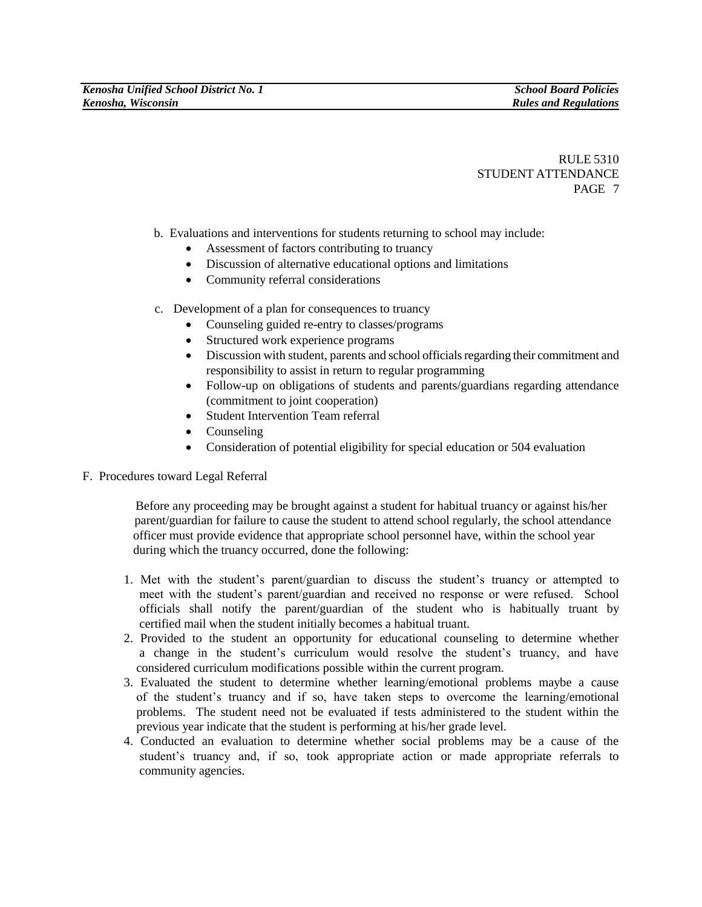RULE 5310
STUDENT ATTENDANCE

b. Evaluations and interventions for students returning to school may include:
   - Assessment of factors contributing to truancy
   - Discussion of alternative educational options and limitations
   - Community referral considerations

c. Development of a plan for consequences to truancy
   - Counseling guided re-entry to classes/programs
   - Structured work experience programs
   - Discussion with student, parents and school officials regarding their commitment and responsibility to assist in return to regular programming
   - Follow-up on obligations of students and parents/guardians regarding attendance (commitment to joint cooperation)
   - Student Intervention Team referral
   - Counseling
   - Consideration of potential eligibility for special education or 504 evaluation

F. Procedures toward Legal Referral

Before any proceeding may be brought against a student for habitual truancy or against his/her parent/guardian for failure to cause the student to attend school regularly, the school attendance officer must provide evidence that appropriate school personnel have, within the school year during which the truancy occurred, done the following:

1. Met with the student's parent/guardian to discuss the student's truancy or attempted to meet with the student's parent/guardian and received no response or were refused. School officials shall notify the parent/guardian of the student who is habitually truant by certified mail when the student initially becomes a habitual truant.
2. Provided to the student an opportunity for educational counseling to determine whether a change in the student's curriculum would resolve the student's truancy, and have considered curriculum modifications possible within the current program.
3. Evaluated the student to determine whether learning/emotional problems maybe a cause of the student's truancy and if so, have taken steps to overcome the learning/emotional problems. The student need not be evaluated if tests administered to the student within the previous year indicate that the student is performing at his/her grade level.
4. Conducted an evaluation to determine whether social problems may be a cause of the student's truancy and, if so, took appropriate action or made appropriate referrals to community agencies.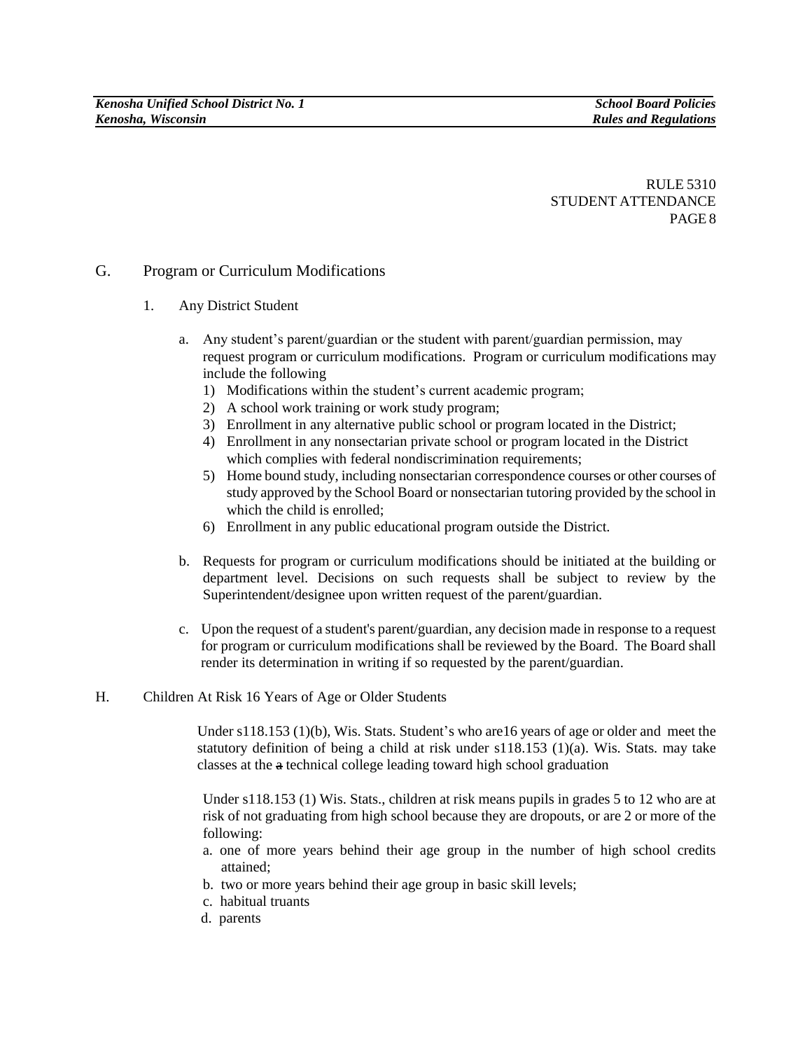RULE 5310
STUDENT ATTENDANCE

## G. Program or Curriculum Modifications

1. Any District Student

   a. Any student's parent/guardian or the student with parent/guardian permission, may request program or curriculum modifications. Program or curriculum modifications may include the following
      1) Modifications within the student's current academic program;
      2) A school work training or work study program;
      3) Enrollment in any alternative public school or program located in the District;
      4) Enrollment in any nonsectarian private school or program located in the District which complies with federal nondiscrimination requirements;
      5) Home bound study, including nonsectarian correspondence courses or other courses of study approved by the School Board or nonsectarian tutoring provided by the school in which the child is enrolled;
      6) Enrollment in any public educational program outside the District.

   b. Requests for program or curriculum modifications should be initiated at the building or department level. Decisions on such requests shall be subject to review by the Superintendent/designee upon written request of the parent/guardian.

   c. Upon the request of a student's parent/guardian, any decision made in response to a request for program or curriculum modifications shall be reviewed by the Board. The Board shall render its determination in writing if so requested by the parent/guardian.

## H. Children At Risk 16 Years of Age or Older Students

Under s118.153 (1)(b), Wis. Stats. Student's who are16 years of age or older and meet the statutory definition of being a child at risk under s118.153 (1)(a). Wis. Stats. may take classes at the ~~a~~ technical college leading toward high school graduation

Under s118.153 (1) Wis. Stats., children at risk means pupils in grades 5 to 12 who are at risk of not graduating from high school because they are dropouts, or are 2 or more of the following:

a. one of more years behind their age group in the number of high school credits attained;
b. two or more years behind their age group in basic skill levels;
c. habitual truants
d. parents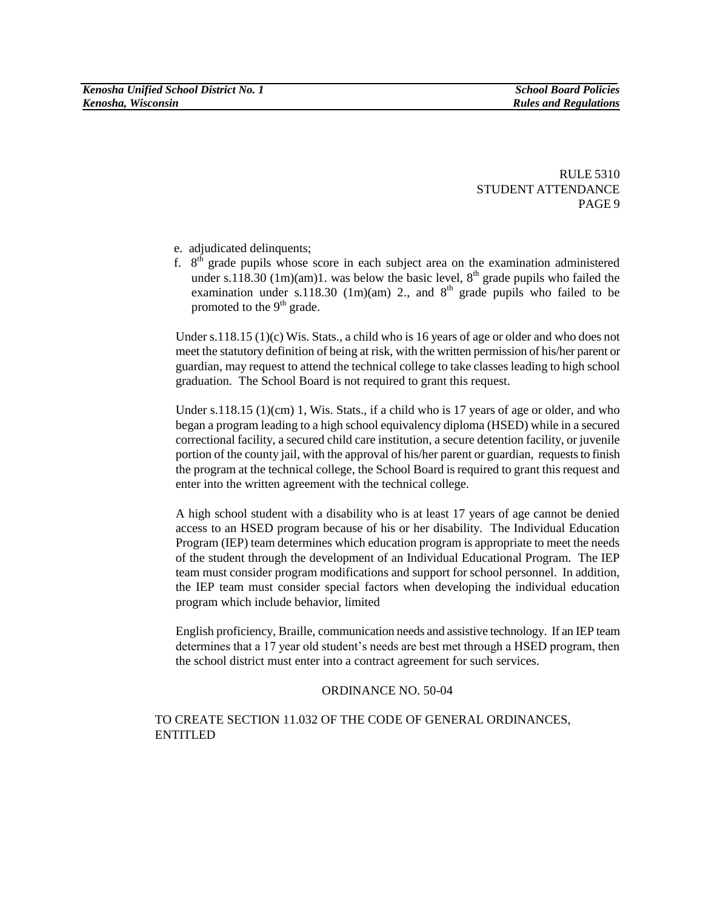RULE 5310
STUDENT ATTENDANCE
PAGE 9

e. adjudicated delinquents;

f. 8th grade pupils whose score in each subject area on the examination administered under s.118.30 (1m)(am)1. was below the basic level, 8th grade pupils who failed the examination under s.118.30 (1m)(am) 2., and 8th grade pupils who failed to be promoted to the 9th grade.

Under s.118.15 (1)(c) Wis. Stats., a child who is 16 years of age or older and who does not meet the statutory definition of being at risk, with the written permission of his/her parent or guardian, may request to attend the technical college to take classes leading to high school graduation. The School Board is not required to grant this request.

Under s.118.15 (1)(cm) 1, Wis. Stats., if a child who is 17 years of age or older, and who began a program leading to a high school equivalency diploma (HSED) while in a secured correctional facility, a secured child care institution, a secure detention facility, or juvenile portion of the county jail, with the approval of his/her parent or guardian, requests to finish the program at the technical college, the School Board is required to grant this request and enter into the written agreement with the technical college.

A high school student with a disability who is at least 17 years of age cannot be denied access to an HSED program because of his or her disability. The Individual Education Program (IEP) team determines which education program is appropriate to meet the needs of the student through the development of an Individual Educational Program. The IEP team must consider program modifications and support for school personnel. In addition, the IEP team must consider special factors when developing the individual education program which include behavior, limited

English proficiency, Braille, communication needs and assistive technology. If an IEP team determines that a 17 year old student's needs are best met through a HSED program, then the school district must enter into a contract agreement for such services.

ORDINANCE NO. 50-04

TO CREATE SECTION 11.032 OF THE CODE OF GENERAL ORDINANCES, ENTITLED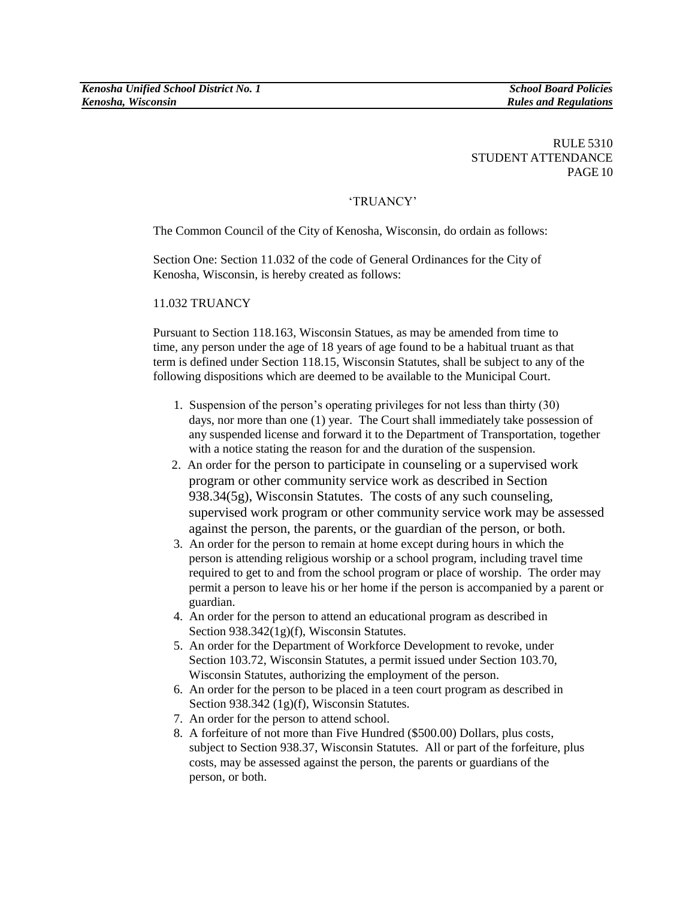RULE 5310
STUDENT ATTENDANCE
PAGE 10

‘TRUANCY’

The Common Council of the City of Kenosha, Wisconsin, do ordain as follows:

Section One: Section 11.032 of the code of General Ordinances for the City of Kenosha, Wisconsin, is hereby created as follows:

11.032 TRUANCY

Pursuant to Section 118.163, Wisconsin Statues, as may be amended from time to time, any person under the age of 18 years of age found to be a habitual truant as that term is defined under Section 118.15, Wisconsin Statutes, shall be subject to any of the following dispositions which are deemed to be available to the Municipal Court.

1. Suspension of the person’s operating privileges for not less than thirty (30) days, nor more than one (1) year. The Court shall immediately take possession of any suspended license and forward it to the Department of Transportation, together with a notice stating the reason for and the duration of the suspension.
2. An order for the person to participate in counseling or a supervised work program or other community service work as described in Section 938.34(5g), Wisconsin Statutes. The costs of any such counseling, supervised work program or other community service work may be assessed against the person, the parents, or the guardian of the person, or both.
3. An order for the person to remain at home except during hours in which the person is attending religious worship or a school program, including travel time required to get to and from the school program or place of worship. The order may permit a person to leave his or her home if the person is accompanied by a parent or guardian.
4. An order for the person to attend an educational program as described in Section 938.342(1g)(f), Wisconsin Statutes.
5. An order for the Department of Workforce Development to revoke, under Section 103.72, Wisconsin Statutes, a permit issued under Section 103.70, Wisconsin Statutes, authorizing the employment of the person.
6. An order for the person to be placed in a teen court program as described in Section 938.342 (1g)(f), Wisconsin Statutes.
7. An order for the person to attend school.
8. A forfeiture of not more than Five Hundred ($500.00) Dollars, plus costs, subject to Section 938.37, Wisconsin Statutes. All or part of the forfeiture, plus costs, may be assessed against the person, the parents or guardians of the person, or both.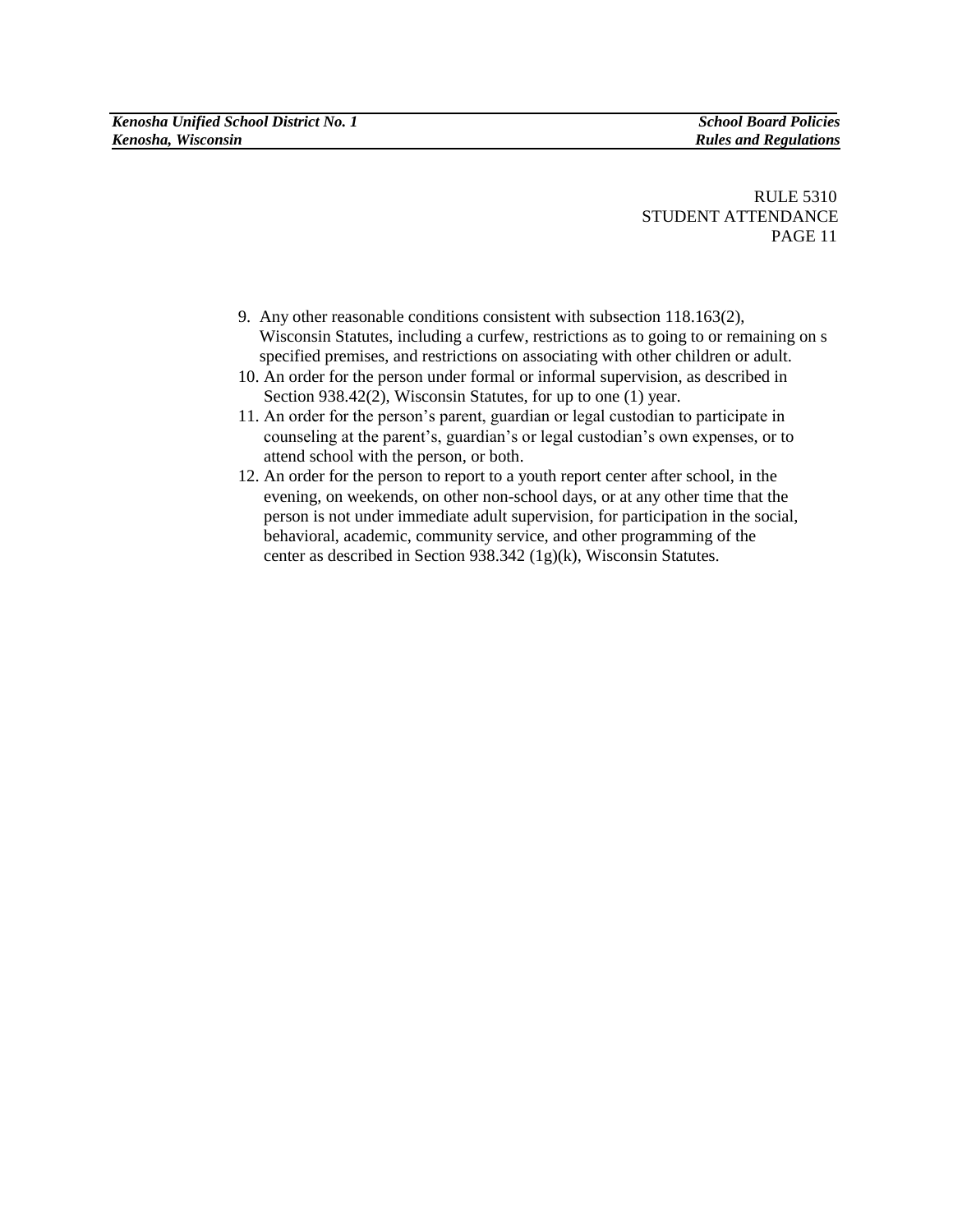9. Any other reasonable conditions consistent with subsection 118.163(2), Wisconsin Statutes, including a curfew, restrictions as to going to or remaining on s specified premises, and restrictions on associating with other children or adult.
10. An order for the person under formal or informal supervision, as described in Section 938.42(2), Wisconsin Statutes, for up to one (1) year.
11. An order for the person's parent, guardian or legal custodian to participate in counseling at the parent's, guardian's or legal custodian's own expenses, or to attend school with the person, or both.
12. An order for the person to report to a youth report center after school, in the evening, on weekends, on other non-school days, or at any other time that the person is not under immediate adult supervision, for participation in the social, behavioral, academic, community service, and other programming of the center as described in Section 938.342 (1g)(k), Wisconsin Statutes.